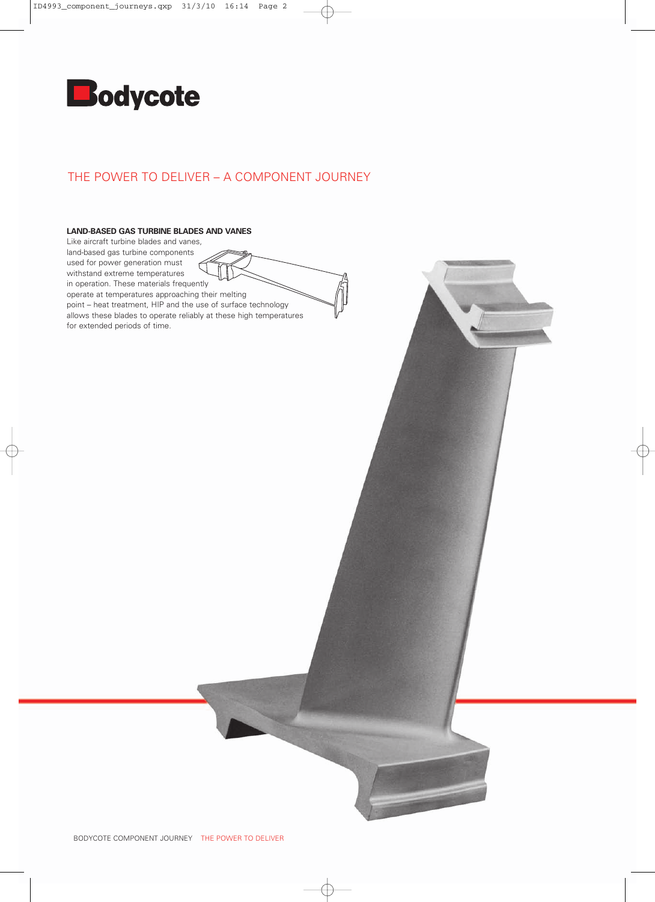# THE POWER TO DELIVER – A COMPONENT JOURNEY

**LAND-BASED GAS TURBINE BLADES AND VANES**

Like aircraft turbine blades and vanes, land-based gas turbine components used for power generation must withstand extreme temperatures in operation. These materials frequently operate at temperatures approaching their melting point – heat treatment, HIP and the use of surface technology allows these blades to operate reliably at these high temperatures for extended periods of time.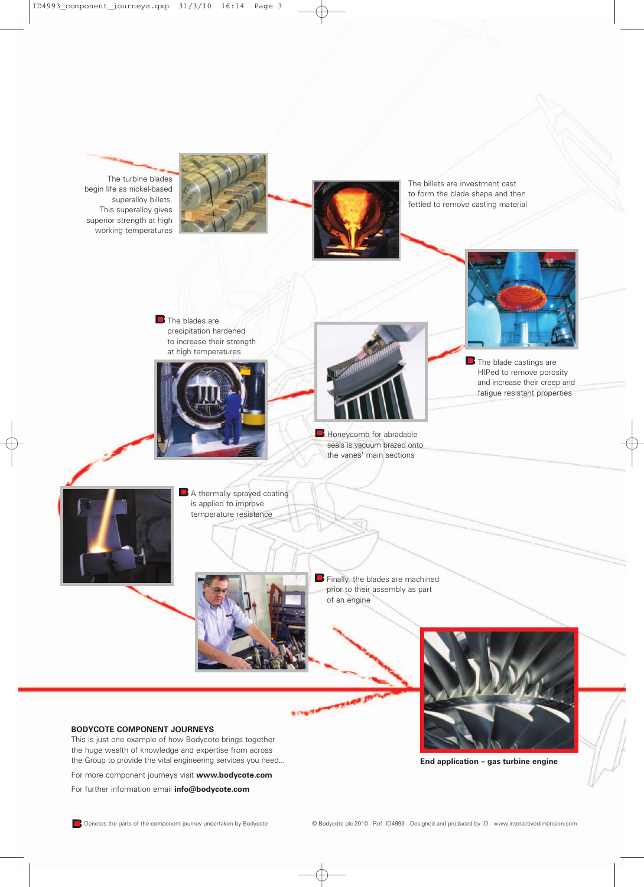The turbine blades begin life as nickel-based superalloy billets. This superalloy gives superior strength at high working temperatures

The billets are investment cast to form the blade shape and then fettled to remove casting material

The blade castings are HIPed to remove porosity and increase their creep and fatigue resistant properties

Honeycomb for abradable seals is vacuum brazed onto the vanes' main sections

The blades are precipitation hardened to increase their strength at high temperatures

A thermally sprayed coating is applied to improve temperature resistance

Finally, the blades are machined prior to their assembly as part of an engine

**End application – gas turbine engine**

**BODYCOTE COMPONENT JOURNEYS**

This is just one example of how Bodycote brings together the huge wealth of knowledge and expertise from across the Group to provide the vital engineering services you need...

For more component journeys visit **www.bodycote.com**

For further information email **info@bodycote.com**

Denotes the parts of the component journey undertaken by Bodycote

© Bodycote plc 2010 - Ref: ID4993 - Designed and produced by ID - www.interactivedimension.com